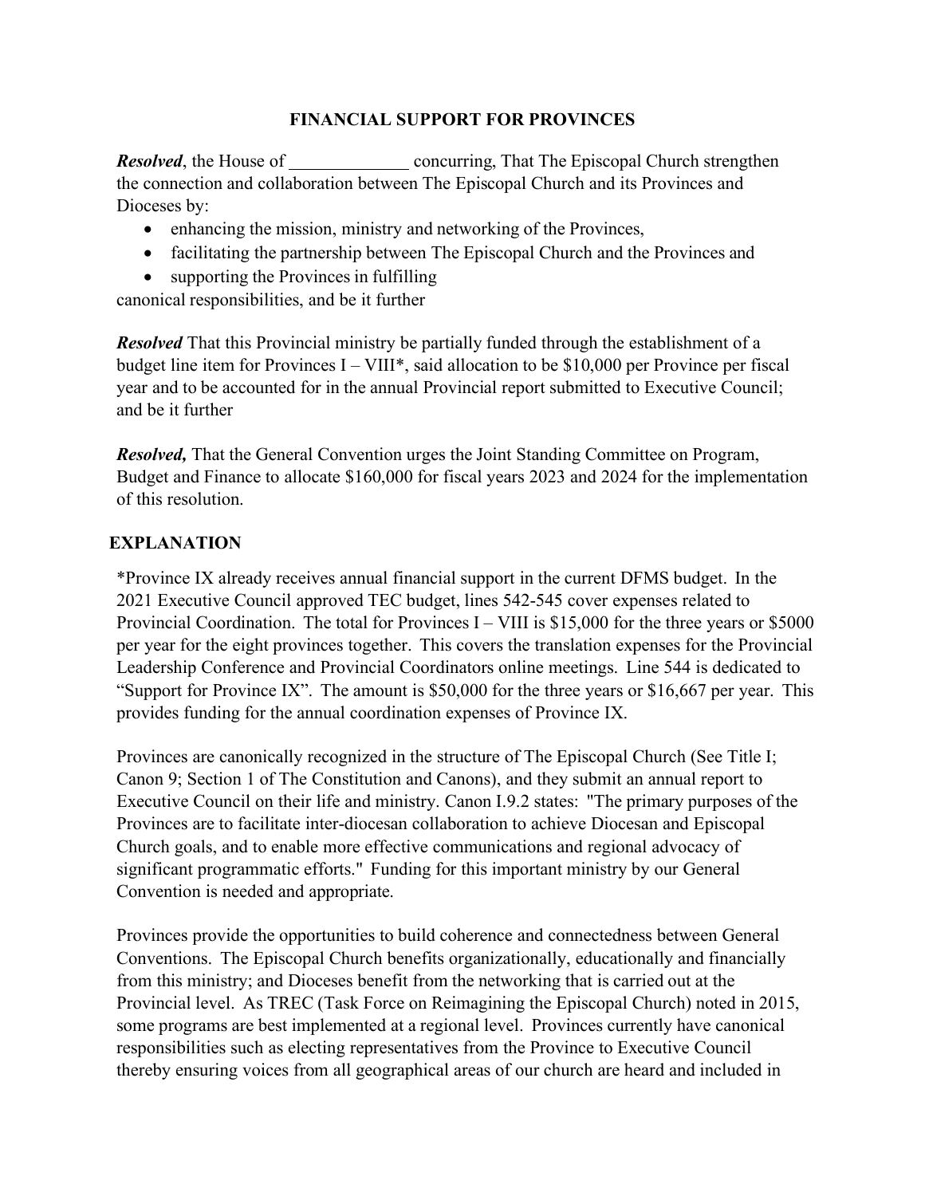# FINANCIAL SUPPORT FOR PROVINCES

***Resolved***, the House of _____________ concurring, That The Episcopal Church strengthen the connection and collaboration between The Episcopal Church and its Provinces and Dioceses by:

- enhancing the mission, ministry and networking of the Provinces,
- facilitating the partnership between The Episcopal Church and the Provinces and
- supporting the Provinces in fulfilling

canonical responsibilities, and be it further

***Resolved*** That this Provincial ministry be partially funded through the establishment of a budget line item for Provinces I – VIII*, said allocation to be $10,000 per Province per fiscal year and to be accounted for in the annual Provincial report submitted to Executive Council; and be it further

***Resolved,*** That the General Convention urges the Joint Standing Committee on Program, Budget and Finance to allocate $160,000 for fiscal years 2023 and 2024 for the implementation of this resolution.

## EXPLANATION

*Province IX already receives annual financial support in the current DFMS budget. In the 2021 Executive Council approved TEC budget, lines 542-545 cover expenses related to Provincial Coordination. The total for Provinces I – VIII is $15,000 for the three years or $5000 per year for the eight provinces together. This covers the translation expenses for the Provincial Leadership Conference and Provincial Coordinators online meetings. Line 544 is dedicated to "Support for Province IX". The amount is $50,000 for the three years or $16,667 per year. This provides funding for the annual coordination expenses of Province IX.

Provinces are canonically recognized in the structure of The Episcopal Church (See Title I; Canon 9; Section 1 of The Constitution and Canons), and they submit an annual report to Executive Council on their life and ministry. Canon I.9.2 states: "The primary purposes of the Provinces are to facilitate inter-diocesan collaboration to achieve Diocesan and Episcopal Church goals, and to enable more effective communications and regional advocacy of significant programmatic efforts." Funding for this important ministry by our General Convention is needed and appropriate.

Provinces provide the opportunities to build coherence and connectedness between General Conventions. The Episcopal Church benefits organizationally, educationally and financially from this ministry; and Dioceses benefit from the networking that is carried out at the Provincial level. As TREC (Task Force on Reimagining the Episcopal Church) noted in 2015, some programs are best implemented at a regional level. Provinces currently have canonical responsibilities such as electing representatives from the Province to Executive Council thereby ensuring voices from all geographical areas of our church are heard and included in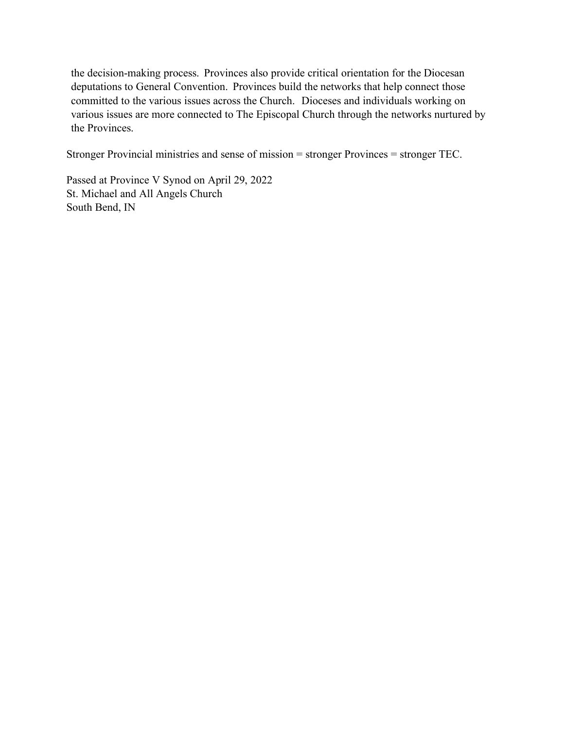the decision-making process. Provinces also provide critical orientation for the Diocesan deputations to General Convention. Provinces build the networks that help connect those committed to the various issues across the Church. Dioceses and individuals working on various issues are more connected to The Episcopal Church through the networks nurtured by the Provinces.

Stronger Provincial ministries and sense of mission = stronger Provinces = stronger TEC.

Passed at Province V Synod on April 29, 2022
St. Michael and All Angels Church
South Bend, IN